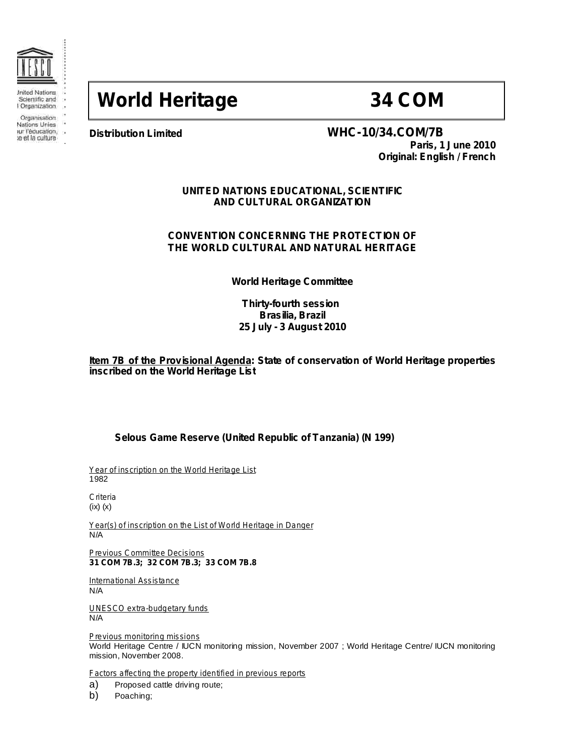# World Heritage 34 COM

**Distribution Limited**

**WHC-10/34.COM/7B**
**Paris, 1 June 2010**
**Original: English / French**

**UNITED NATIONS EDUCATIONAL, SCIENTIFIC AND CULTURAL ORGANIZATION**

**CONVENTION CONCERNING THE PROTECTION OF THE WORLD CULTURAL AND NATURAL HERITAGE**

**World Heritage Committee**

**Thirty-fourth session**
**Brasilia, Brazil**
**25 July - 3 August 2010**

**Item 7B of the Provisional Agenda: State of conservation of World Heritage properties inscribed on the World Heritage List**

## Selous Game Reserve (United Republic of Tanzania) (N 199)

Year of inscription on the World Heritage List
1982

Criteria
(ix) (x)

Year(s) of inscription on the List of World Heritage in Danger
N/A

Previous Committee Decisions
**31 COM 7B.3; 32 COM 7B.3; 33 COM 7B.8**

International Assistance
N/A

UNESCO extra-budgetary funds
N/A

Previous monitoring missions
World Heritage Centre / IUCN monitoring mission, November 2007 ; World Heritage Centre/ IUCN monitoring mission, November 2008.

Factors affecting the property identified in previous reports

a) Proposed cattle driving route;
b) Poaching;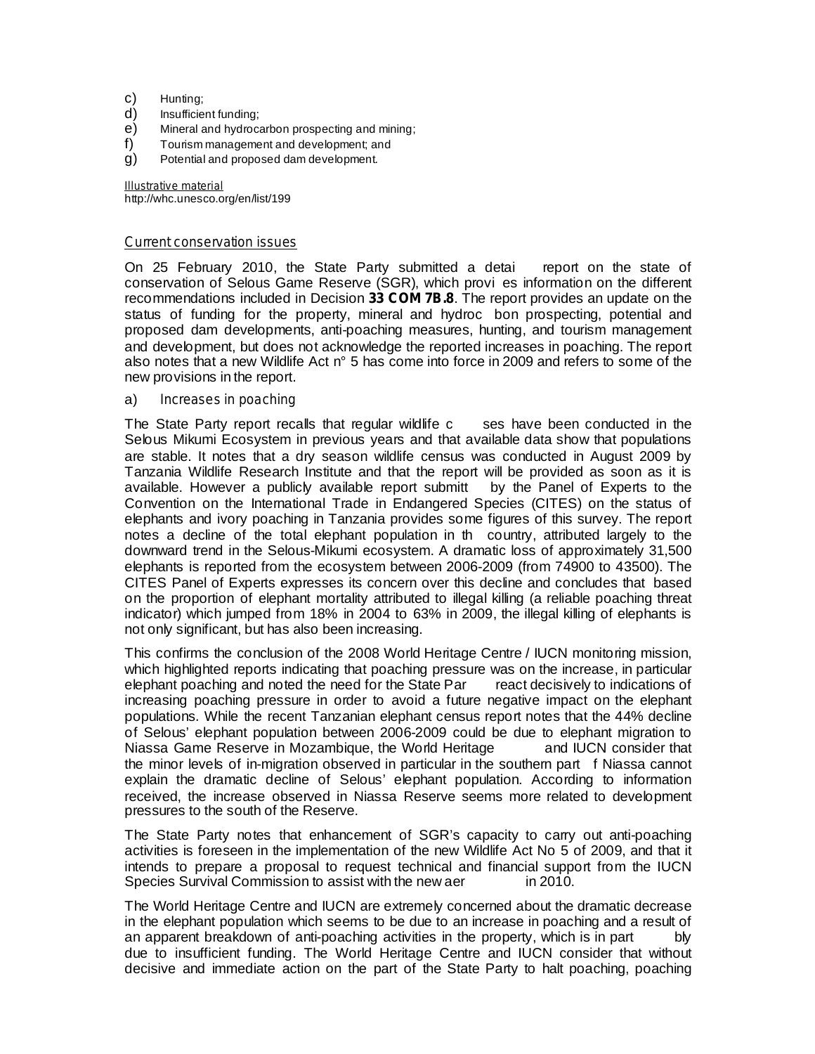c) Hunting;
d) Insufficient funding;
e) Mineral and hydrocarbon prospecting and mining;
f) Tourism management and development; and
g) Potential and proposed dam development.

Illustrative material
http://whc.unesco.org/en/list/199

## Current conservation issues

On 25 February 2010, the State Party submitted a detai report on the state of conservation of Selous Game Reserve (SGR), which provi es information on the different recommendations included in Decision **33 COM 7B.8**. The report provides an update on the status of funding for the property, mineral and hydroc bon prospecting, potential and proposed dam developments, anti-poaching measures, hunting, and tourism management and development, but does not acknowledge the reported increases in poaching. The report also notes that a new Wildlife Act n° 5 has come into force in 2009 and refers to some of the new provisions in the report.

### a) Increases in poaching

The State Party report recalls that regular wildlife c ses have been conducted in the Selous Mikumi Ecosystem in previous years and that available data show that populations are stable. It notes that a dry season wildlife census was conducted in August 2009 by Tanzania Wildlife Research Institute and that the report will be provided as soon as it is available. However a publicly available report submitt by the Panel of Experts to the Convention on the International Trade in Endangered Species (CITES) on the status of elephants and ivory poaching in Tanzania provides some figures of this survey. The report notes a decline of the total elephant population in th country, attributed largely to the downward trend in the Selous-Mikumi ecosystem. A dramatic loss of approximately 31,500 elephants is reported from the ecosystem between 2006-2009 (from 74900 to 43500). The CITES Panel of Experts expresses its concern over this decline and concludes that based on the proportion of elephant mortality attributed to illegal killing (a reliable poaching threat indicator) which jumped from 18% in 2004 to 63% in 2009, the illegal killing of elephants is not only significant, but has also been increasing.

This confirms the conclusion of the 2008 World Heritage Centre / IUCN monitoring mission, which highlighted reports indicating that poaching pressure was on the increase, in particular elephant poaching and noted the need for the State Par react decisively to indications of increasing poaching pressure in order to avoid a future negative impact on the elephant populations. While the recent Tanzanian elephant census report notes that the 44% decline of Selous' elephant population between 2006-2009 could be due to elephant migration to Niassa Game Reserve in Mozambique, the World Heritage and IUCN consider that the minor levels of in-migration observed in particular in the southern part f Niassa cannot explain the dramatic decline of Selous' elephant population. According to information received, the increase observed in Niassa Reserve seems more related to development pressures to the south of the Reserve.

The State Party notes that enhancement of SGR's capacity to carry out anti-poaching activities is foreseen in the implementation of the new Wildlife Act No 5 of 2009, and that it intends to prepare a proposal to request technical and financial support from the IUCN Species Survival Commission to assist with the new aer in 2010.

The World Heritage Centre and IUCN are extremely concerned about the dramatic decrease in the elephant population which seems to be due to an increase in poaching and a result of an apparent breakdown of anti-poaching activities in the property, which is in part bly due to insufficient funding. The World Heritage Centre and IUCN consider that without decisive and immediate action on the part of the State Party to halt poaching, poaching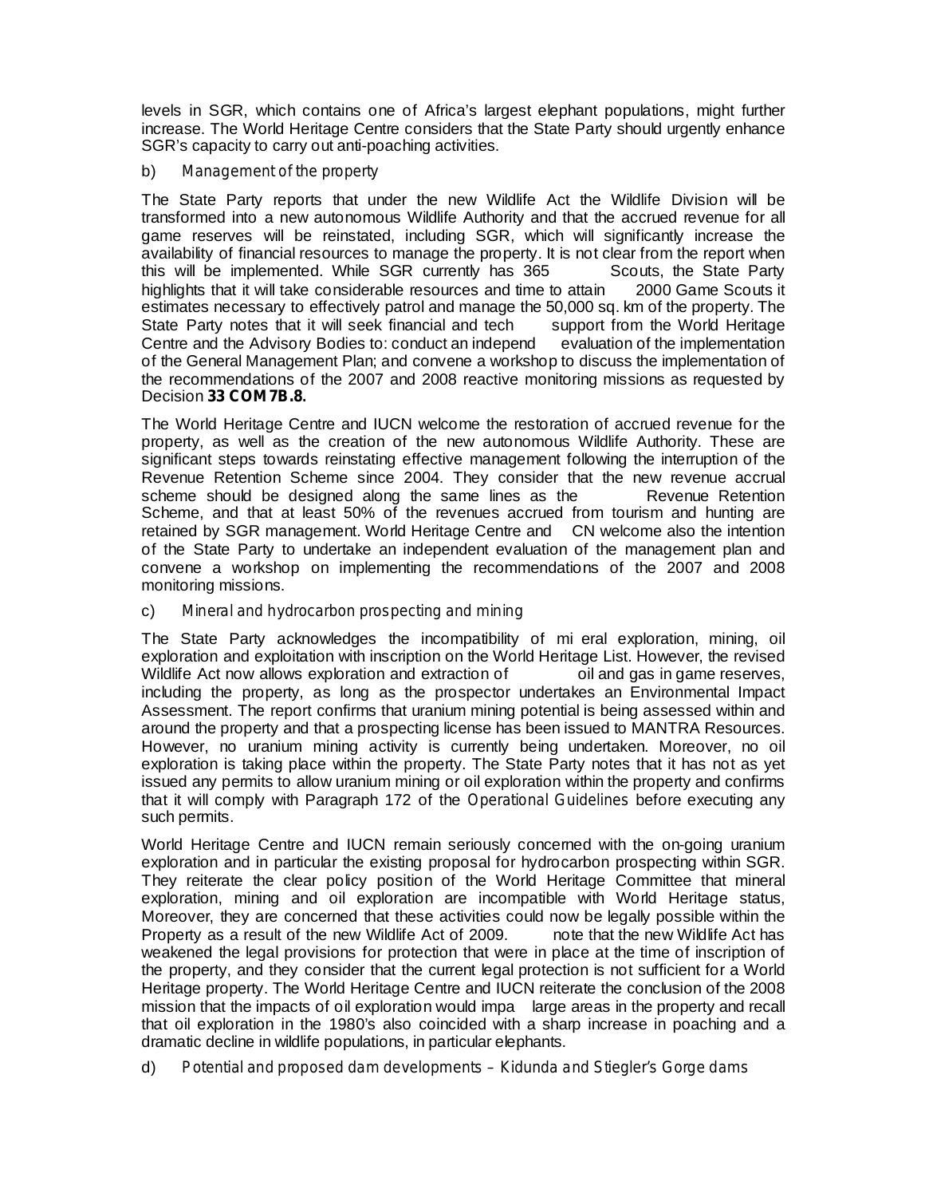levels in SGR, which contains one of Africa's largest elephant populations, might further increase. The World Heritage Centre considers that the State Party should urgently enhance SGR's capacity to carry out anti-poaching activities.

b) *Management of the property*

The State Party reports that under the new Wildlife Act the Wildlife Division will be transformed into a new autonomous Wildlife Authority and that the accrued revenue for all game reserves will be reinstated, including SGR, which will significantly increase the availability of financial resources to manage the property. It is not clear from the report when this will be implemented. While SGR currently has 365 Scouts, the State Party highlights that it will take considerable resources and time to attain 2000 Game Scouts it estimates necessary to effectively patrol and manage the 50,000 sq. km of the property. The State Party notes that it will seek financial and tech support from the World Heritage Centre and the Advisory Bodies to: conduct an independ evaluation of the implementation of the General Management Plan; and convene a workshop to discuss the implementation of the recommendations of the 2007 and 2008 reactive monitoring missions as requested by Decision **33 COM 7B.8.**

The World Heritage Centre and IUCN welcome the restoration of accrued revenue for the property, as well as the creation of the new autonomous Wildlife Authority. These are significant steps towards reinstating effective management following the interruption of the Revenue Retention Scheme since 2004. They consider that the new revenue accrual scheme should be designed along the same lines as the Revenue Retention Scheme, and that at least 50% of the revenues accrued from tourism and hunting are retained by SGR management. World Heritage Centre and CN welcome also the intention of the State Party to undertake an independent evaluation of the management plan and convene a workshop on implementing the recommendations of the 2007 and 2008 monitoring missions.

c) *Mineral and hydrocarbon prospecting and mining*

The State Party acknowledges the incompatibility of mi eral exploration, mining, oil exploration and exploitation with inscription on the World Heritage List. However, the revised Wildlife Act now allows exploration and extraction of oil and gas in game reserves, including the property, as long as the prospector undertakes an Environmental Impact Assessment. The report confirms that uranium mining potential is being assessed within and around the property and that a prospecting license has been issued to MANTRA Resources. However, no uranium mining activity is currently being undertaken. Moreover, no oil exploration is taking place within the property. The State Party notes that it has not as yet issued any permits to allow uranium mining or oil exploration within the property and confirms that it will comply with Paragraph 172 of the *Operational Guidelines* before executing any such permits.

World Heritage Centre and IUCN remain seriously concerned with the on-going uranium exploration and in particular the existing proposal for hydrocarbon prospecting within SGR. They reiterate the clear policy position of the World Heritage Committee that mineral exploration, mining and oil exploration are incompatible with World Heritage status, Moreover, they are concerned that these activities could now be legally possible within the Property as a result of the new Wildlife Act of 2009. note that the new Wildlife Act has weakened the legal provisions for protection that were in place at the time of inscription of the property, and they consider that the current legal protection is not sufficient for a World Heritage property. The World Heritage Centre and IUCN reiterate the conclusion of the 2008 mission that the impacts of oil exploration would impa large areas in the property and recall that oil exploration in the 1980's also coincided with a sharp increase in poaching and a dramatic decline in wildlife populations, in particular elephants.

d) *Potential and proposed dam developments – Kidunda and Stiegler's Gorge dams*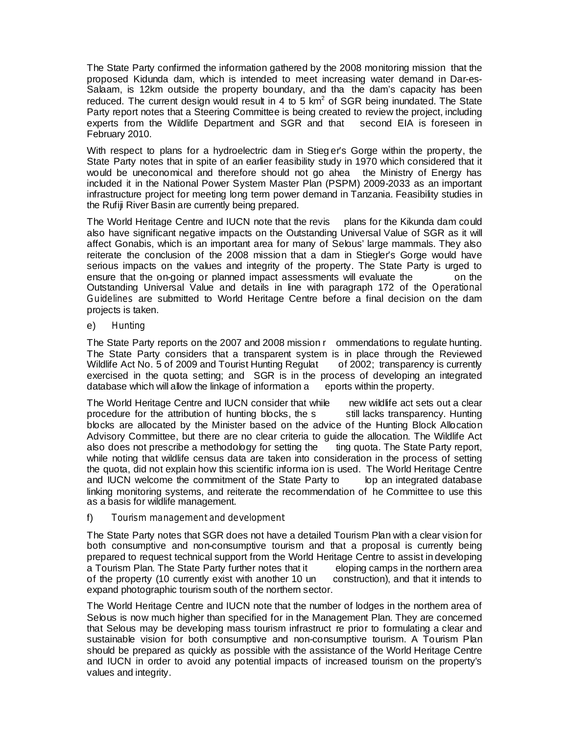The State Party confirmed the information gathered by the 2008 monitoring mission that the proposed Kidunda dam, which is intended to meet increasing water demand in Dar-es-Salaam, is 12km outside the property boundary, and tha the dam's capacity has been reduced. The current design would result in 4 to 5 km$^2$ of SGR being inundated. The State Party report notes that a Steering Committee is being created to review the project, including experts from the Wildlife Department and SGR and that second EIA is foreseen in February 2010.

With respect to plans for a hydroelectric dam in Stieg er's Gorge within the property, the State Party notes that in spite of an earlier feasibility study in 1970 which considered that it would be uneconomical and therefore should not go ahea the Ministry of Energy has included it in the National Power System Master Plan (PSPM) 2009-2033 as an important infrastructure project for meeting long term power demand in Tanzania. Feasibility studies in the Rufiji River Basin are currently being prepared.

The World Heritage Centre and IUCN note that the revis plans for the Kikunda dam could also have significant negative impacts on the Outstanding Universal Value of SGR as it will affect Gonabis, which is an important area for many of Selous' large mammals. They also reiterate the conclusion of the 2008 mission that a dam in Stiegler's Gorge would have serious impacts on the values and integrity of the property. The State Party is urged to ensure that the on-going or planned impact assessments will evaluate the on the Outstanding Universal Value and details in line with paragraph 172 of the *Operational Guidelines* are submitted to World Heritage Centre before a final decision on the dam projects is taken.

e) *Hunting*

The State Party reports on the 2007 and 2008 mission r ommendations to regulate hunting. The State Party considers that a transparent system is in place through the Reviewed Wildlife Act No. 5 of 2009 and Tourist Hunting Regulat of 2002; transparency is currently exercised in the quota setting; and SGR is in the process of developing an integrated database which will allow the linkage of information a eports within the property.

The World Heritage Centre and IUCN consider that while new wildlife act sets out a clear procedure for the attribution of hunting blocks, the s still lacks transparency. Hunting blocks are allocated by the Minister based on the advice of the Hunting Block Allocation Advisory Committee, but there are no clear criteria to guide the allocation. The Wildlife Act also does not prescribe a methodology for setting the ting quota. The State Party report, while noting that wildlife census data are taken into consideration in the process of setting the quota, did not explain how this scientific informa ion is used. The World Heritage Centre and IUCN welcome the commitment of the State Party to lop an integrated database linking monitoring systems, and reiterate the recommendation of he Committee to use this as a basis for wildlife management.

f) *Tourism management and development*

The State Party notes that SGR does not have a detailed Tourism Plan with a clear vision for both consumptive and non-consumptive tourism and that a proposal is currently being prepared to request technical support from the World Heritage Centre to assist in developing a Tourism Plan. The State Party further notes that it eloping camps in the northern area of the property (10 currently exist with another 10 un construction), and that it intends to expand photographic tourism south of the northern sector.

The World Heritage Centre and IUCN note that the number of lodges in the northern area of Selous is now much higher than specified for in the Management Plan. They are concerned that Selous may be developing mass tourism infrastruct re prior to formulating a clear and sustainable vision for both consumptive and non-consumptive tourism. A Tourism Plan should be prepared as quickly as possible with the assistance of the World Heritage Centre and IUCN in order to avoid any potential impacts of increased tourism on the property's values and integrity.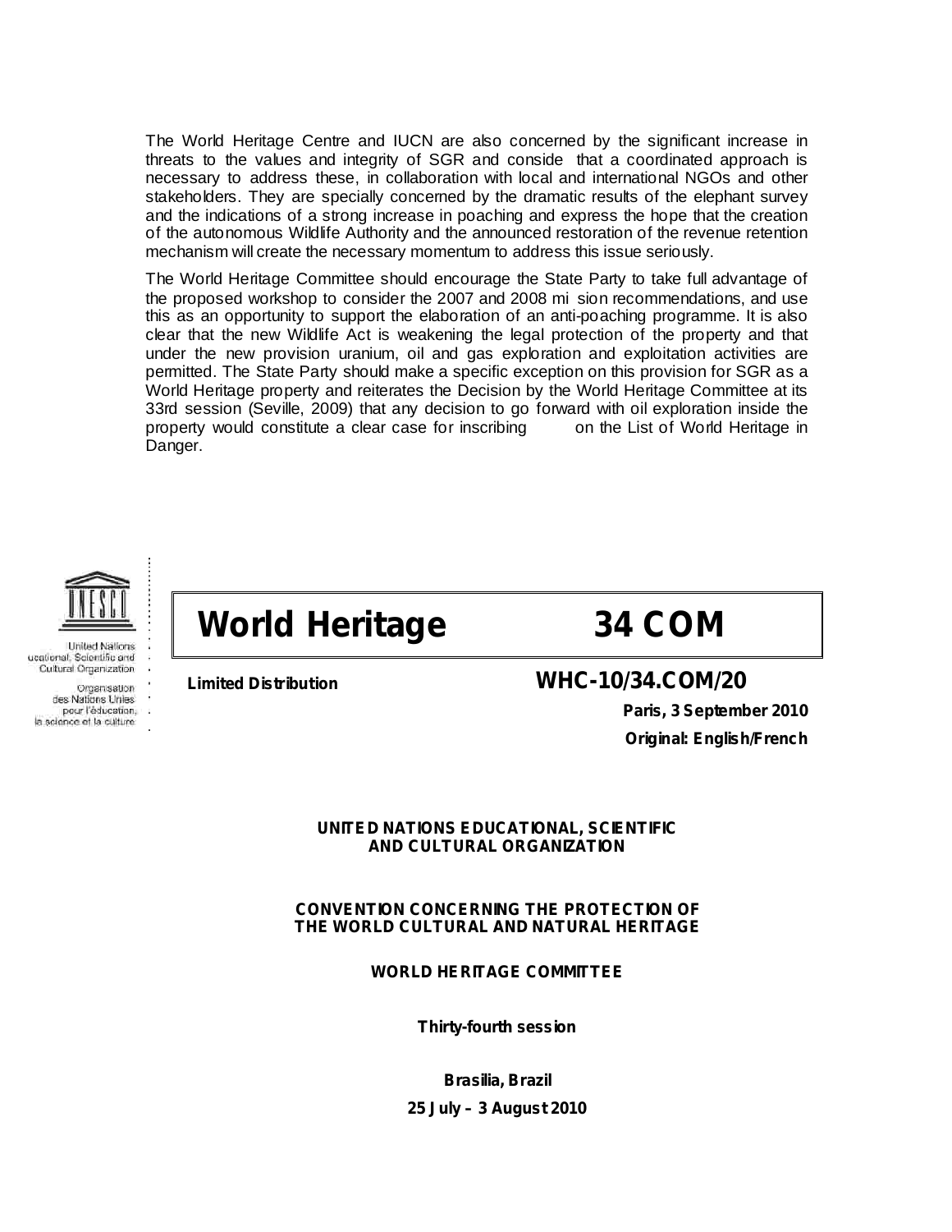The World Heritage Centre and IUCN are also concerned by the significant increase in threats to the values and integrity of SGR and conside that a coordinated approach is necessary to address these, in collaboration with local and international NGOs and other stakeholders. They are specially concerned by the dramatic results of the elephant survey and the indications of a strong increase in poaching and express the hope that the creation of the autonomous Wildlife Authority and the announced restoration of the revenue retention mechanism will create the necessary momentum to address this issue seriously.

The World Heritage Committee should encourage the State Party to take full advantage of the proposed workshop to consider the 2007 and 2008 mi sion recommendations, and use this as an opportunity to support the elaboration of an anti-poaching programme. It is also clear that the new Wildlife Act is weakening the legal protection of the property and that under the new provision uranium, oil and gas exploration and exploitation activities are permitted. The State Party should make a specific exception on this provision for SGR as a World Heritage property and reiterates the Decision by the World Heritage Committee at its 33rd session (Seville, 2009) that any decision to go forward with oil exploration inside the property would constitute a clear case for inscribing on the List of World Heritage in Danger.

United Nations Educational, Scientific and Cultural Organization

Organisation des Nations Unies pour l'éducation, la science et la culture

# World Heritage 34 COM

**Limited Distribution**

**WHC-10/34.COM/20**

**Paris, 3 September 2010**

**Original: English/French**

**UNITED NATIONS EDUCATIONAL, SCIENTIFIC AND CULTURAL ORGANIZATION**

**CONVENTION CONCERNING THE PROTECTION OF THE WORLD CULTURAL AND NATURAL HERITAGE**

**WORLD HERITAGE COMMITTEE**

**Thirty-fourth session**

**Brasilia, Brazil**

**25 July – 3 August 2010**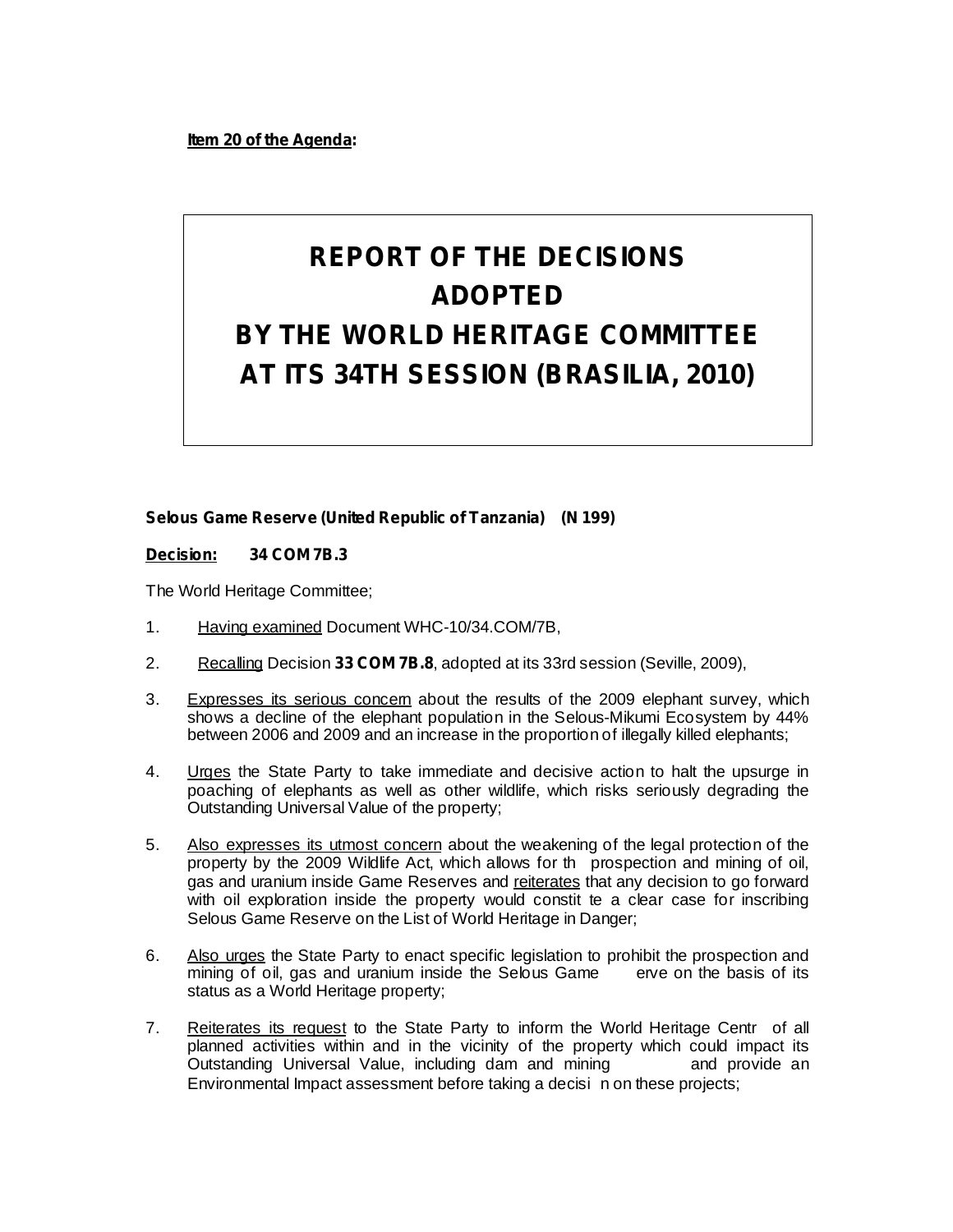**Item 20 of the Agenda:**

# REPORT OF THE DECISIONS ADOPTED BY THE WORLD HERITAGE COMMITTEE AT ITS 34TH SESSION (BRASILIA, 2010)

**Selous Game Reserve (United Republic of Tanzania) (N 199)**

**Decision: 34 COM 7B.3**

The World Heritage Committee;

1. Having examined Document WHC-10/34.COM/7B,

2. Recalling Decision **33 COM 7B.8**, adopted at its 33rd session (Seville, 2009),

3. Expresses its serious concern about the results of the 2009 elephant survey, which shows a decline of the elephant population in the Selous-Mikumi Ecosystem by 44% between 2006 and 2009 and an increase in the proportion of illegally killed elephants;

4. Urges the State Party to take immediate and decisive action to halt the upsurge in poaching of elephants as well as other wildlife, which risks seriously degrading the Outstanding Universal Value of the property;

5. Also expresses its utmost concern about the weakening of the legal protection of the property by the 2009 Wildlife Act, which allows for th prospection and mining of oil, gas and uranium inside Game Reserves and reiterates that any decision to go forward with oil exploration inside the property would constit te a clear case for inscribing Selous Game Reserve on the List of World Heritage in Danger;

6. Also urges the State Party to enact specific legislation to prohibit the prospection and mining of oil, gas and uranium inside the Selous Game erve on the basis of its status as a World Heritage property;

7. Reiterates its request to the State Party to inform the World Heritage Centr of all planned activities within and in the vicinity of the property which could impact its Outstanding Universal Value, including dam and mining and provide an Environmental Impact assessment before taking a decisi n on these projects;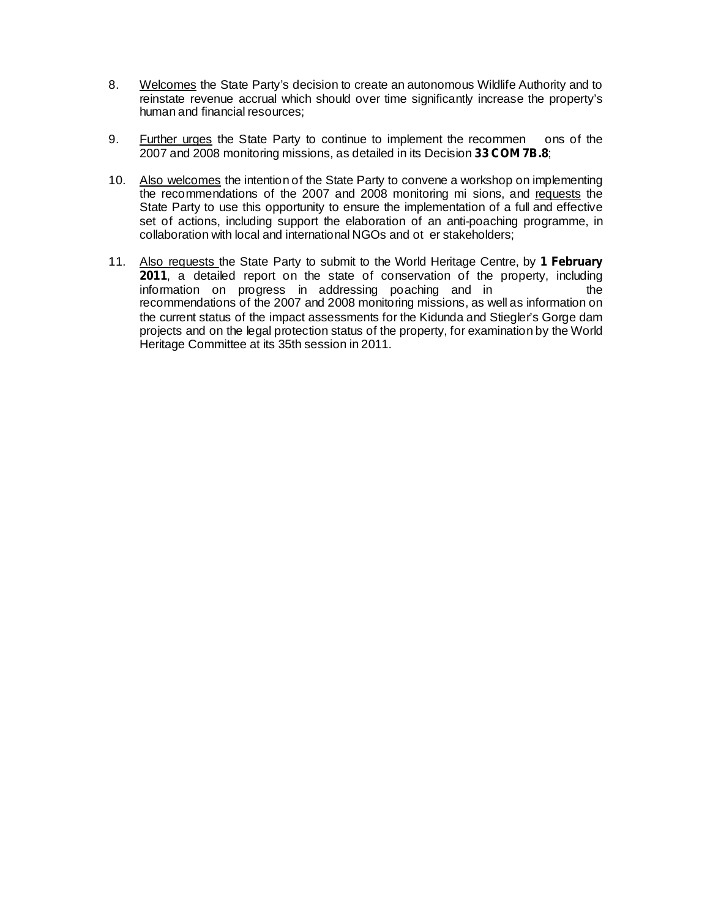8. Welcomes the State Party's decision to create an autonomous Wildlife Authority and to reinstate revenue accrual which should over time significantly increase the property's human and financial resources;

9. Further urges the State Party to continue to implement the recommen ons of the 2007 and 2008 monitoring missions, as detailed in its Decision **33 COM 7B.8**;

10. Also welcomes the intention of the State Party to convene a workshop on implementing the recommendations of the 2007 and 2008 monitoring mi sions, and requests the State Party to use this opportunity to ensure the implementation of a full and effective set of actions, including support the elaboration of an anti-poaching programme, in collaboration with local and international NGOs and ot er stakeholders;

11. Also requests the State Party to submit to the World Heritage Centre, by **1 February 2011**, a detailed report on the state of conservation of the property, including information on progress in addressing poaching and in the recommendations of the 2007 and 2008 monitoring missions, as well as information on the current status of the impact assessments for the Kidunda and Stiegler's Gorge dam projects and on the legal protection status of the property, for examination by the World Heritage Committee at its 35th session in 2011.